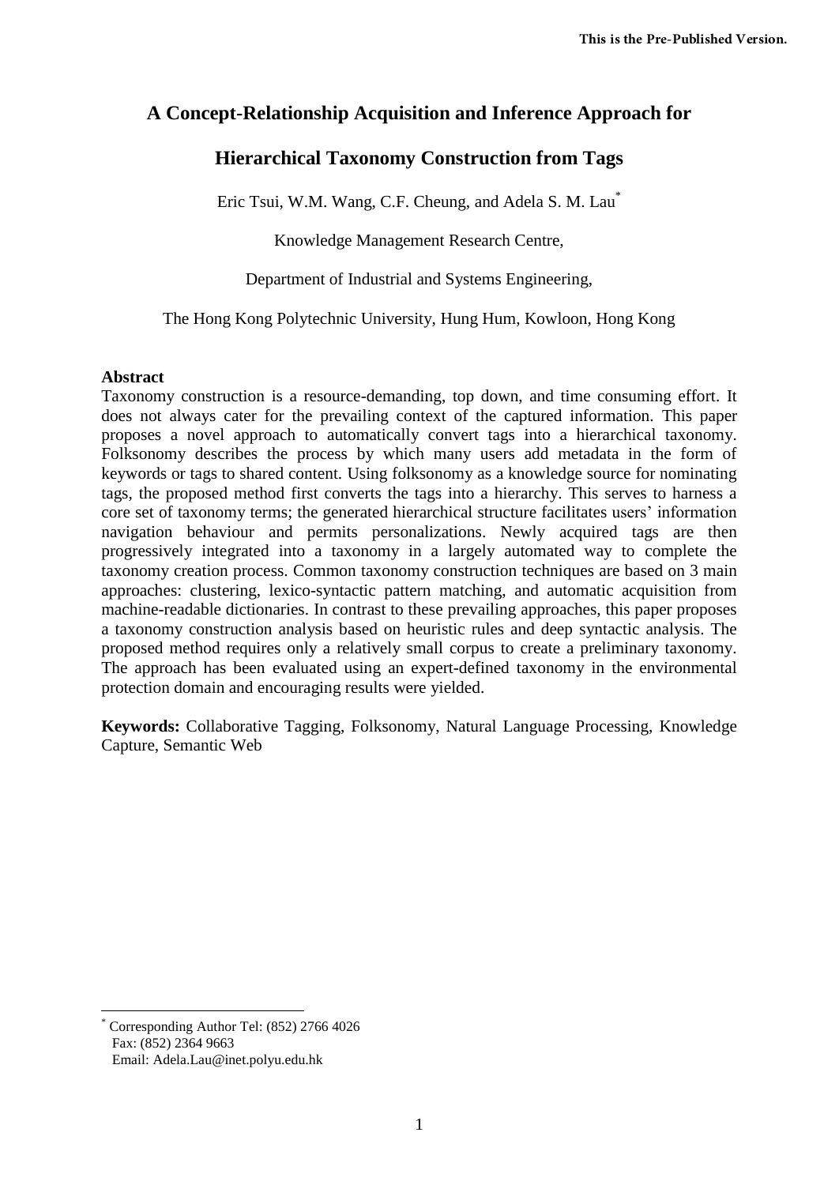# A Concept-Relationship Acquisition and Inference Approach for Hierarchical Taxonomy Construction from Tags

Eric Tsui, W.M. Wang, C.F. Cheung, and Adela S. M. Lau*

Knowledge Management Research Centre,

Department of Industrial and Systems Engineering,

The Hong Kong Polytechnic University, Hung Hum, Kowloon, Hong Kong

## Abstract

Taxonomy construction is a resource-demanding, top down, and time consuming effort. It does not always cater for the prevailing context of the captured information. This paper proposes a novel approach to automatically convert tags into a hierarchical taxonomy. Folksonomy describes the process by which many users add metadata in the form of keywords or tags to shared content. Using folksonomy as a knowledge source for nominating tags, the proposed method first converts the tags into a hierarchy. This serves to harness a core set of taxonomy terms; the generated hierarchical structure facilitates users' information navigation behaviour and permits personalizations. Newly acquired tags are then progressively integrated into a taxonomy in a largely automated way to complete the taxonomy creation process. Common taxonomy construction techniques are based on 3 main approaches: clustering, lexico-syntactic pattern matching, and automatic acquisition from machine-readable dictionaries. In contrast to these prevailing approaches, this paper proposes a taxonomy construction analysis based on heuristic rules and deep syntactic analysis. The proposed method requires only a relatively small corpus to create a preliminary taxonomy. The approach has been evaluated using an expert-defined taxonomy in the environmental protection domain and encouraging results were yielded.

**Keywords:** Collaborative Tagging, Folksonomy, Natural Language Processing, Knowledge Capture, Semantic Web

---

* Corresponding Author Tel: (852) 2766 4026
Fax: (852) 2364 9663
Email: Adela.Lau@inet.polyu.edu.hk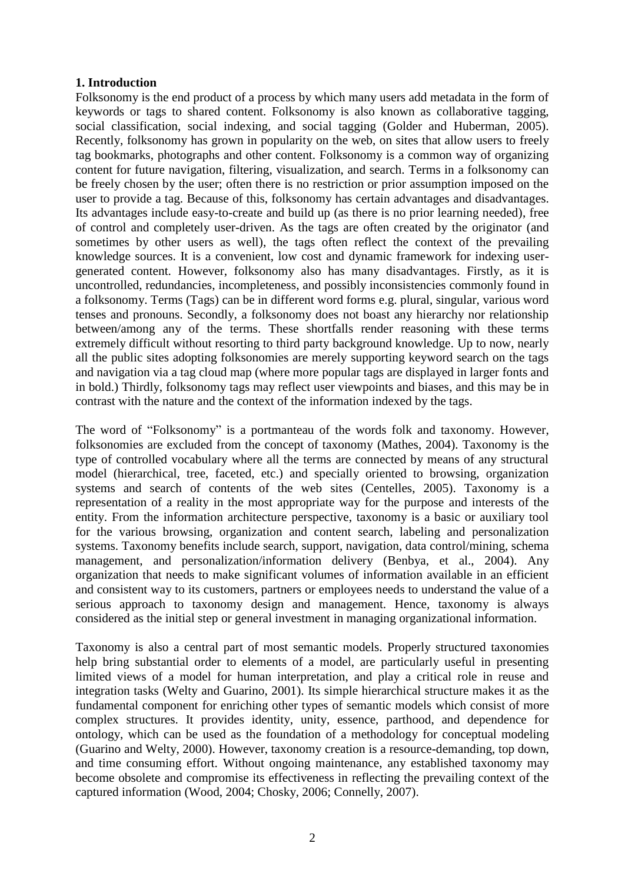## 1. Introduction

Folksonomy is the end product of a process by which many users add metadata in the form of keywords or tags to shared content. Folksonomy is also known as collaborative tagging, social classification, social indexing, and social tagging (Golder and Huberman, 2005). Recently, folksonomy has grown in popularity on the web, on sites that allow users to freely tag bookmarks, photographs and other content. Folksonomy is a common way of organizing content for future navigation, filtering, visualization, and search. Terms in a folksonomy can be freely chosen by the user; often there is no restriction or prior assumption imposed on the user to provide a tag. Because of this, folksonomy has certain advantages and disadvantages. Its advantages include easy-to-create and build up (as there is no prior learning needed), free of control and completely user-driven. As the tags are often created by the originator (and sometimes by other users as well), the tags often reflect the context of the prevailing knowledge sources. It is a convenient, low cost and dynamic framework for indexing user-generated content. However, folksonomy also has many disadvantages. Firstly, as it is uncontrolled, redundancies, incompleteness, and possibly inconsistencies commonly found in a folksonomy. Terms (Tags) can be in different word forms e.g. plural, singular, various word tenses and pronouns. Secondly, a folksonomy does not boast any hierarchy nor relationship between/among any of the terms. These shortfalls render reasoning with these terms extremely difficult without resorting to third party background knowledge. Up to now, nearly all the public sites adopting folksonomies are merely supporting keyword search on the tags and navigation via a tag cloud map (where more popular tags are displayed in larger fonts and in bold.) Thirdly, folksonomy tags may reflect user viewpoints and biases, and this may be in contrast with the nature and the context of the information indexed by the tags.

The word of "Folksonomy" is a portmanteau of the words folk and taxonomy. However, folksonomies are excluded from the concept of taxonomy (Mathes, 2004). Taxonomy is the type of controlled vocabulary where all the terms are connected by means of any structural model (hierarchical, tree, faceted, etc.) and specially oriented to browsing, organization systems and search of contents of the web sites (Centelles, 2005). Taxonomy is a representation of a reality in the most appropriate way for the purpose and interests of the entity. From the information architecture perspective, taxonomy is a basic or auxiliary tool for the various browsing, organization and content search, labeling and personalization systems. Taxonomy benefits include search, support, navigation, data control/mining, schema management, and personalization/information delivery (Benbya, et al., 2004). Any organization that needs to make significant volumes of information available in an efficient and consistent way to its customers, partners or employees needs to understand the value of a serious approach to taxonomy design and management. Hence, taxonomy is always considered as the initial step or general investment in managing organizational information.

Taxonomy is also a central part of most semantic models. Properly structured taxonomies help bring substantial order to elements of a model, are particularly useful in presenting limited views of a model for human interpretation, and play a critical role in reuse and integration tasks (Welty and Guarino, 2001). Its simple hierarchical structure makes it as the fundamental component for enriching other types of semantic models which consist of more complex structures. It provides identity, unity, essence, parthood, and dependence for ontology, which can be used as the foundation of a methodology for conceptual modeling (Guarino and Welty, 2000). However, taxonomy creation is a resource-demanding, top down, and time consuming effort. Without ongoing maintenance, any established taxonomy may become obsolete and compromise its effectiveness in reflecting the prevailing context of the captured information (Wood, 2004; Chosky, 2006; Connelly, 2007).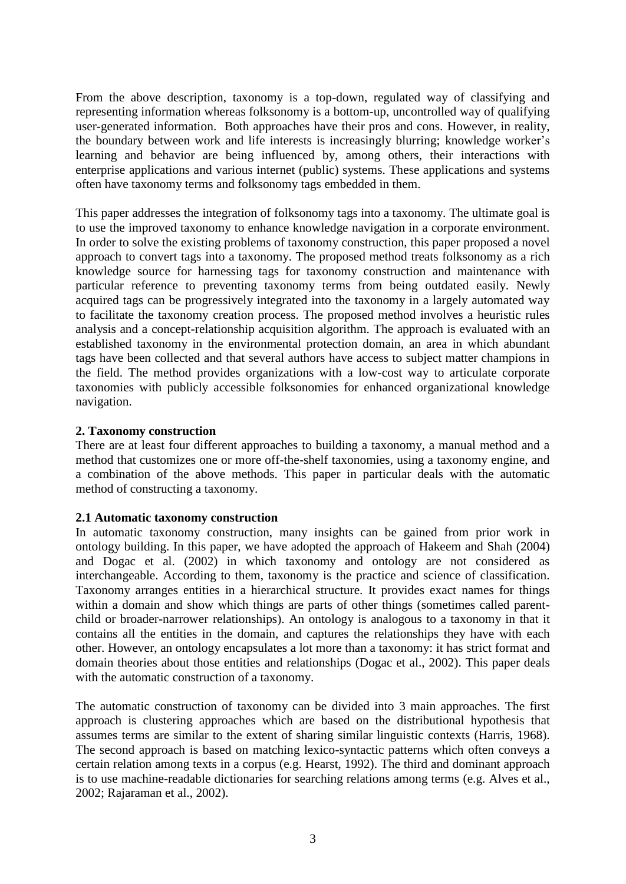From the above description, taxonomy is a top-down, regulated way of classifying and representing information whereas folksonomy is a bottom-up, uncontrolled way of qualifying user-generated information. Both approaches have their pros and cons. However, in reality, the boundary between work and life interests is increasingly blurring; knowledge worker's learning and behavior are being influenced by, among others, their interactions with enterprise applications and various internet (public) systems. These applications and systems often have taxonomy terms and folksonomy tags embedded in them.

This paper addresses the integration of folksonomy tags into a taxonomy. The ultimate goal is to use the improved taxonomy to enhance knowledge navigation in a corporate environment. In order to solve the existing problems of taxonomy construction, this paper proposed a novel approach to convert tags into a taxonomy. The proposed method treats folksonomy as a rich knowledge source for harnessing tags for taxonomy construction and maintenance with particular reference to preventing taxonomy terms from being outdated easily. Newly acquired tags can be progressively integrated into the taxonomy in a largely automated way to facilitate the taxonomy creation process. The proposed method involves a heuristic rules analysis and a concept-relationship acquisition algorithm. The approach is evaluated with an established taxonomy in the environmental protection domain, an area in which abundant tags have been collected and that several authors have access to subject matter champions in the field. The method provides organizations with a low-cost way to articulate corporate taxonomies with publicly accessible folksonomies for enhanced organizational knowledge navigation.

## 2. Taxonomy construction

There are at least four different approaches to building a taxonomy, a manual method and a method that customizes one or more off-the-shelf taxonomies, using a taxonomy engine, and a combination of the above methods. This paper in particular deals with the automatic method of constructing a taxonomy.

### 2.1 Automatic taxonomy construction

In automatic taxonomy construction, many insights can be gained from prior work in ontology building. In this paper, we have adopted the approach of Hakeem and Shah (2004) and Dogac et al. (2002) in which taxonomy and ontology are not considered as interchangeable. According to them, taxonomy is the practice and science of classification. Taxonomy arranges entities in a hierarchical structure. It provides exact names for things within a domain and show which things are parts of other things (sometimes called parent-child or broader-narrower relationships). An ontology is analogous to a taxonomy in that it contains all the entities in the domain, and captures the relationships they have with each other. However, an ontology encapsulates a lot more than a taxonomy: it has strict format and domain theories about those entities and relationships (Dogac et al., 2002). This paper deals with the automatic construction of a taxonomy.

The automatic construction of taxonomy can be divided into 3 main approaches. The first approach is clustering approaches which are based on the distributional hypothesis that assumes terms are similar to the extent of sharing similar linguistic contexts (Harris, 1968). The second approach is based on matching lexico-syntactic patterns which often conveys a certain relation among texts in a corpus (e.g. Hearst, 1992). The third and dominant approach is to use machine-readable dictionaries for searching relations among terms (e.g. Alves et al., 2002; Rajaraman et al., 2002).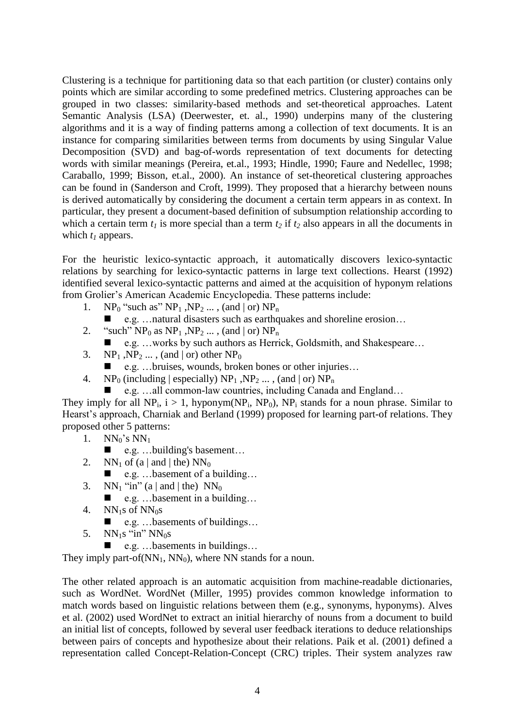Clustering is a technique for partitioning data so that each partition (or cluster) contains only points which are similar according to some predefined metrics. Clustering approaches can be grouped in two classes: similarity-based methods and set-theoretical approaches. Latent Semantic Analysis (LSA) (Deerwester, et. al., 1990) underpins many of the clustering algorithms and it is a way of finding patterns among a collection of text documents. It is an instance for comparing similarities between terms from documents by using Singular Value Decomposition (SVD) and bag-of-words representation of text documents for detecting words with similar meanings (Pereira, et.al., 1993; Hindle, 1990; Faure and Nedellec, 1998; Caraballo, 1999; Bisson, et.al., 2000). An instance of set-theoretical clustering approaches can be found in (Sanderson and Croft, 1999). They proposed that a hierarchy between nouns is derived automatically by considering the document a certain term appears in as context. In particular, they present a document-based definition of subsumption relationship according to which a certain term $t_1$ is more special than a term $t_2$ if $t_2$ also appears in all the documents in which $t_1$ appears.

For the heuristic lexico-syntactic approach, it automatically discovers lexico-syntactic relations by searching for lexico-syntactic patterns in large text collections. Hearst (1992) identified several lexico-syntactic patterns and aimed at the acquisition of hyponym relations from Grolier's American Academic Encyclopedia. These patterns include:

1. $NP_0$ "such as" $NP_1$ ,$NP_2$ ... , (and | or) $NP_n$
   - e.g. …natural disasters such as earthquakes and shoreline erosion…
2. "such" $NP_0$ as $NP_1$ ,$NP_2$ ... , (and | or) $NP_n$
   - e.g. …works by such authors as Herrick, Goldsmith, and Shakespeare…
3. $NP_1$ ,$NP_2$ ... , (and | or) other $NP_0$
   - e.g. …bruises, wounds, broken bones or other injuries…
4. $NP_0$ (including | especially) $NP_1$ ,$NP_2$ ... , (and | or) $NP_n$
   - e.g. …all common-law countries, including Canada and England…

They imply for all $NP_i$, $i > 1$, hyponym($NP_i$, $NP_0$), $NP_i$ stands for a noun phrase. Similar to Hearst's approach, Charniak and Berland (1999) proposed for learning part-of relations. They proposed other 5 patterns:

1. $NN_0$'s $NN_1$
   - e.g. …building's basement…
2. $NN_1$ of (a | and | the) $NN_0$
   - e.g. …basement of a building…
3. $NN_1$ "in" (a | and | the) $NN_0$
   - e.g. …basement in a building…
4. $NN_1$s of $NN_0$s
   - e.g. …basements of buildings…
5. $NN_1$s "in" $NN_0$s
   - e.g. …basements in buildings…

They imply part-of($NN_1$, $NN_0$), where NN stands for a noun.

The other related approach is an automatic acquisition from machine-readable dictionaries, such as WordNet. WordNet (Miller, 1995) provides common knowledge information to match words based on linguistic relations between them (e.g., synonyms, hyponyms). Alves et al. (2002) used WordNet to extract an initial hierarchy of nouns from a document to build an initial list of concepts, followed by several user feedback iterations to deduce relationships between pairs of concepts and hypothesize about their relations. Paik et al. (2001) defined a representation called Concept-Relation-Concept (CRC) triples. Their system analyzes raw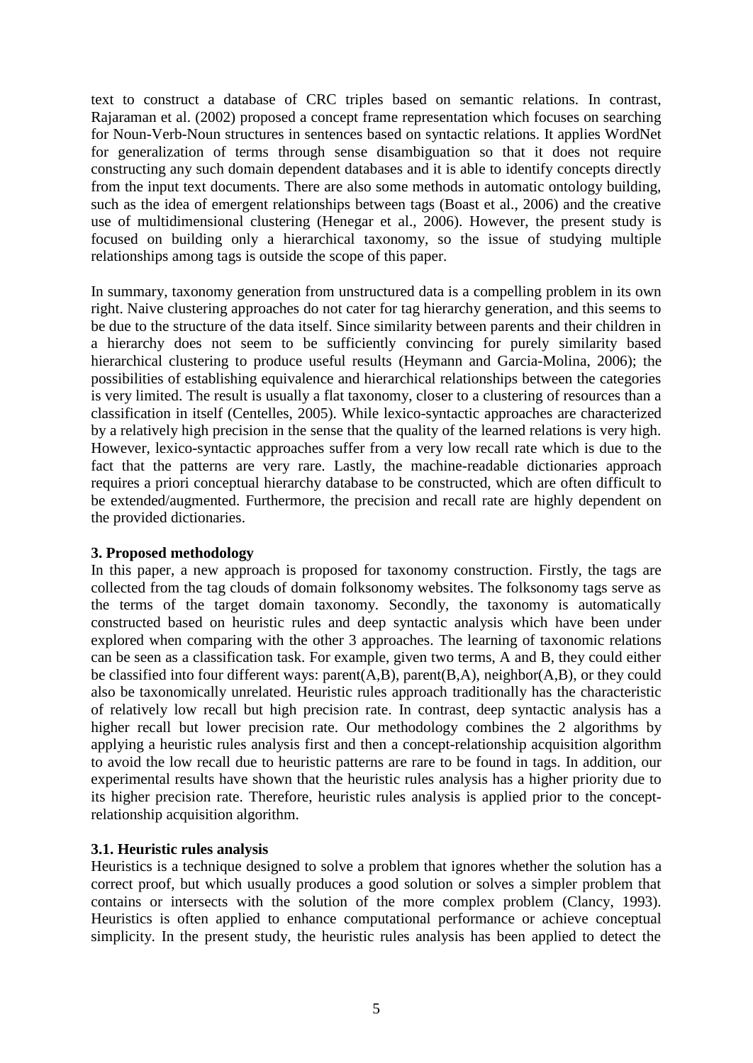text to construct a database of CRC triples based on semantic relations. In contrast, Rajaraman et al. (2002) proposed a concept frame representation which focuses on searching for Noun-Verb-Noun structures in sentences based on syntactic relations. It applies WordNet for generalization of terms through sense disambiguation so that it does not require constructing any such domain dependent databases and it is able to identify concepts directly from the input text documents. There are also some methods in automatic ontology building, such as the idea of emergent relationships between tags (Boast et al., 2006) and the creative use of multidimensional clustering (Henegar et al., 2006). However, the present study is focused on building only a hierarchical taxonomy, so the issue of studying multiple relationships among tags is outside the scope of this paper.

In summary, taxonomy generation from unstructured data is a compelling problem in its own right. Naive clustering approaches do not cater for tag hierarchy generation, and this seems to be due to the structure of the data itself. Since similarity between parents and their children in a hierarchy does not seem to be sufficiently convincing for purely similarity based hierarchical clustering to produce useful results (Heymann and Garcia-Molina, 2006); the possibilities of establishing equivalence and hierarchical relationships between the categories is very limited. The result is usually a flat taxonomy, closer to a clustering of resources than a classification in itself (Centelles, 2005). While lexico-syntactic approaches are characterized by a relatively high precision in the sense that the quality of the learned relations is very high. However, lexico-syntactic approaches suffer from a very low recall rate which is due to the fact that the patterns are very rare. Lastly, the machine-readable dictionaries approach requires a priori conceptual hierarchy database to be constructed, which are often difficult to be extended/augmented. Furthermore, the precision and recall rate are highly dependent on the provided dictionaries.

### 3. Proposed methodology

In this paper, a new approach is proposed for taxonomy construction. Firstly, the tags are collected from the tag clouds of domain folksonomy websites. The folksonomy tags serve as the terms of the target domain taxonomy. Secondly, the taxonomy is automatically constructed based on heuristic rules and deep syntactic analysis which have been under explored when comparing with the other 3 approaches. The learning of taxonomic relations can be seen as a classification task. For example, given two terms, A and B, they could either be classified into four different ways: parent(A,B), parent(B,A), neighbor(A,B), or they could also be taxonomically unrelated. Heuristic rules approach traditionally has the characteristic of relatively low recall but high precision rate. In contrast, deep syntactic analysis has a higher recall but lower precision rate. Our methodology combines the 2 algorithms by applying a heuristic rules analysis first and then a concept-relationship acquisition algorithm to avoid the low recall due to heuristic patterns are rare to be found in tags. In addition, our experimental results have shown that the heuristic rules analysis has a higher priority due to its higher precision rate. Therefore, heuristic rules analysis is applied prior to the concept-relationship acquisition algorithm.

#### 3.1. Heuristic rules analysis

Heuristics is a technique designed to solve a problem that ignores whether the solution has a correct proof, but which usually produces a good solution or solves a simpler problem that contains or intersects with the solution of the more complex problem (Clancy, 1993). Heuristics is often applied to enhance computational performance or achieve conceptual simplicity. In the present study, the heuristic rules analysis has been applied to detect the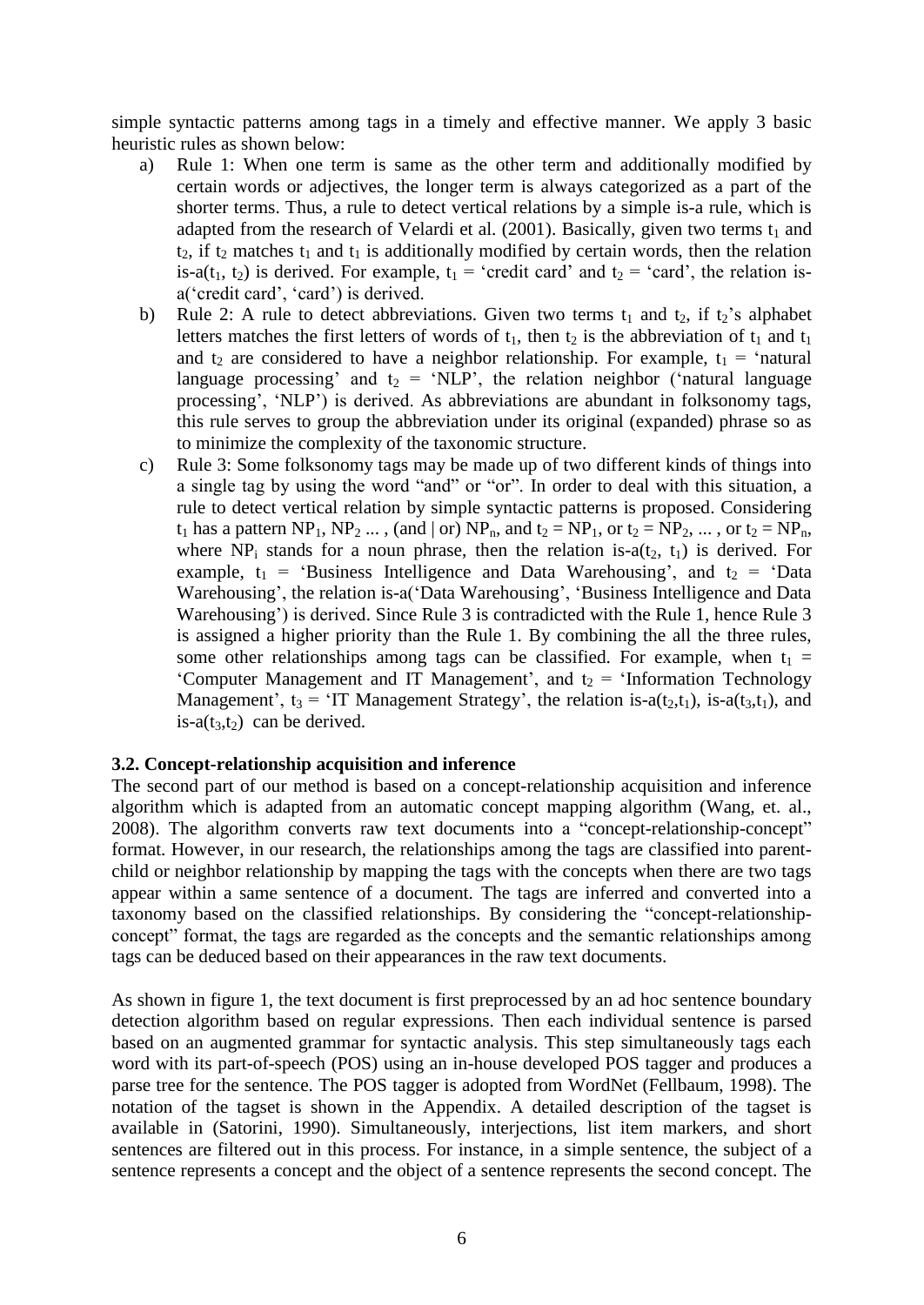simple syntactic patterns among tags in a timely and effective manner. We apply 3 basic heuristic rules as shown below:

a) Rule 1: When one term is same as the other term and additionally modified by certain words or adjectives, the longer term is always categorized as a part of the shorter terms. Thus, a rule to detect vertical relations by a simple is-a rule, which is adapted from the research of Velardi et al. (2001). Basically, given two terms $t_1$ and $t_2$, if $t_2$ matches $t_1$ and $t_1$ is additionally modified by certain words, then the relation is-a($t_1$, $t_2$) is derived. For example, $t_1$ = 'credit card' and $t_2$ = 'card', the relation is-a('credit card', 'card') is derived.

b) Rule 2: A rule to detect abbreviations. Given two terms $t_1$ and $t_2$, if $t_2$'s alphabet letters matches the first letters of words of $t_1$, then $t_2$ is the abbreviation of $t_1$ and $t_1$ and $t_2$ are considered to have a neighbor relationship. For example, $t_1$ = 'natural language processing' and $t_2$ = 'NLP', the relation neighbor ('natural language processing', 'NLP') is derived. As abbreviations are abundant in folksonomy tags, this rule serves to group the abbreviation under its original (expanded) phrase so as to minimize the complexity of the taxonomic structure.

c) Rule 3: Some folksonomy tags may be made up of two different kinds of things into a single tag by using the word "and" or "or". In order to deal with this situation, a rule to detect vertical relation by simple syntactic patterns is proposed. Considering $t_1$ has a pattern $NP_1$, $NP_2$ ... , (and | or) $NP_n$, and $t_2 = NP_1$, or $t_2 = NP_2$, ... , or $t_2 = NP_n$, where $NP_i$ stands for a noun phrase, then the relation is-a($t_2$, $t_1$) is derived. For example, $t_1$ = 'Business Intelligence and Data Warehousing', and $t_2$ = 'Data Warehousing', the relation is-a('Data Warehousing', 'Business Intelligence and Data Warehousing') is derived. Since Rule 3 is contradicted with the Rule 1, hence Rule 3 is assigned a higher priority than the Rule 1. By combining the all the three rules, some other relationships among tags can be classified. For example, when $t_1$ = 'Computer Management and IT Management', and $t_2$ = 'Information Technology Management', $t_3$ = 'IT Management Strategy', the relation is-a($t_2$,$t_1$), is-a($t_3$,$t_1$), and is-a($t_3$,$t_2$) can be derived.

### 3.2. Concept-relationship acquisition and inference

The second part of our method is based on a concept-relationship acquisition and inference algorithm which is adapted from an automatic concept mapping algorithm (Wang, et. al., 2008). The algorithm converts raw text documents into a "concept-relationship-concept" format. However, in our research, the relationships among the tags are classified into parent-child or neighbor relationship by mapping the tags with the concepts when there are two tags appear within a same sentence of a document. The tags are inferred and converted into a taxonomy based on the classified relationships. By considering the "concept-relationship-concept" format, the tags are regarded as the concepts and the semantic relationships among tags can be deduced based on their appearances in the raw text documents.

As shown in figure 1, the text document is first preprocessed by an ad hoc sentence boundary detection algorithm based on regular expressions. Then each individual sentence is parsed based on an augmented grammar for syntactic analysis. This step simultaneously tags each word with its part-of-speech (POS) using an in-house developed POS tagger and produces a parse tree for the sentence. The POS tagger is adopted from WordNet (Fellbaum, 1998). The notation of the tagset is shown in the Appendix. A detailed description of the tagset is available in (Satorini, 1990). Simultaneously, interjections, list item markers, and short sentences are filtered out in this process. For instance, in a simple sentence, the subject of a sentence represents a concept and the object of a sentence represents the second concept. The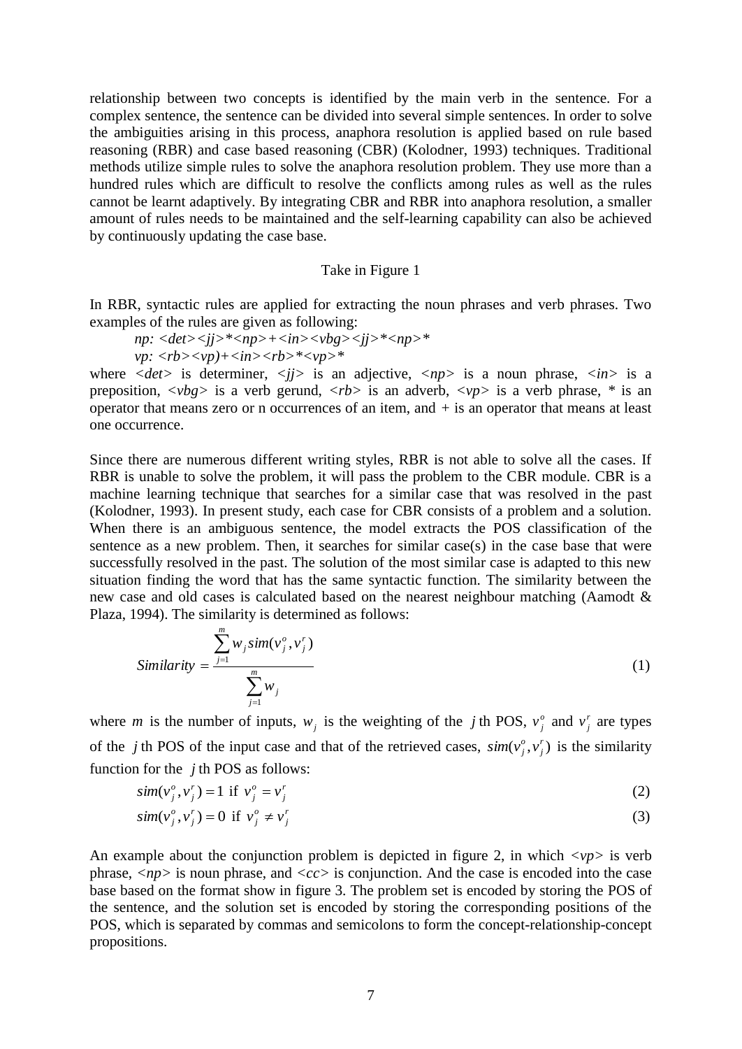relationship between two concepts is identified by the main verb in the sentence. For a complex sentence, the sentence can be divided into several simple sentences. In order to solve the ambiguities arising in this process, anaphora resolution is applied based on rule based reasoning (RBR) and case based reasoning (CBR) (Kolodner, 1993) techniques. Traditional methods utilize simple rules to solve the anaphora resolution problem. They use more than a hundred rules which are difficult to resolve the conflicts among rules as well as the rules cannot be learnt adaptively. By integrating CBR and RBR into anaphora resolution, a smaller amount of rules needs to be maintained and the self-learning capability can also be achieved by continuously updating the case base.

Take in Figure 1

In RBR, syntactic rules are applied for extracting the noun phrases and verb phrases. Two examples of the rules are given as following:

*np: <det><jj>*<np>+<in><vbg><jj>*<np>**

*vp: <rb><vp)+<in><rb>*<vp>**

where *<det>* is determiner, *<jj>* is an adjective, *<np>* is a noun phrase, *<in>* is a preposition, *<vbg>* is a verb gerund, *<rb>* is an adverb, *<vp>* is a verb phrase, * is an operator that means zero or n occurrences of an item, and + is an operator that means at least one occurrence.

Since there are numerous different writing styles, RBR is not able to solve all the cases. If RBR is unable to solve the problem, it will pass the problem to the CBR module. CBR is a machine learning technique that searches for a similar case that was resolved in the past (Kolodner, 1993). In present study, each case for CBR consists of a problem and a solution. When there is an ambiguous sentence, the model extracts the POS classification of the sentence as a new problem. Then, it searches for similar case(s) in the case base that were successfully resolved in the past. The solution of the most similar case is adapted to this new situation finding the word that has the same syntactic function. The similarity between the new case and old cases is calculated based on the nearest neighbour matching (Aamodt & Plaza, 1994). The similarity is determined as follows:

$$Similarity = \frac{\sum_{j=1}^{m} w_j sim(v_j^o, v_j^r)}{\sum_{j=1}^{m} w_j} \tag{1}$$

where $m$ is the number of inputs, $w_j$ is the weighting of the $j$ th POS, $v_j^o$ and $v_j^r$ are types of the $j$ th POS of the input case and that of the retrieved cases, $sim(v_j^o, v_j^r)$ is the similarity function for the $j$ th POS as follows:

$$sim(v_j^o, v_j^r) = 1 \text{ if } v_j^o = v_j^r \tag{2}$$

$$sim(v_j^o, v_j^r) = 0 \text{ if } v_j^o \neq v_j^r \tag{3}$$

An example about the conjunction problem is depicted in figure 2, in which *<vp>* is verb phrase, *<np>* is noun phrase, and *<cc>* is conjunction. And the case is encoded into the case base based on the format show in figure 3. The problem set is encoded by storing the POS of the sentence, and the solution set is encoded by storing the corresponding positions of the POS, which is separated by commas and semicolons to form the concept-relationship-concept propositions.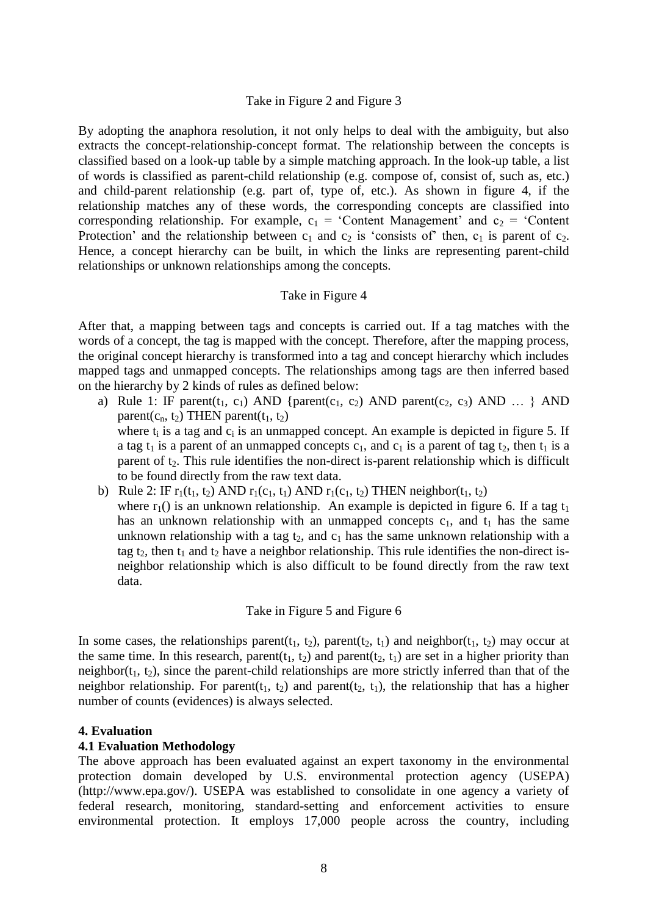Take in Figure 2 and Figure 3

By adopting the anaphora resolution, it not only helps to deal with the ambiguity, but also extracts the concept-relationship-concept format. The relationship between the concepts is classified based on a look-up table by a simple matching approach. In the look-up table, a list of words is classified as parent-child relationship (e.g. compose of, consist of, such as, etc.) and child-parent relationship (e.g. part of, type of, etc.). As shown in figure 4, if the relationship matches any of these words, the corresponding concepts are classified into corresponding relationship. For example, $c_1$ = 'Content Management' and $c_2$ = 'Content Protection' and the relationship between $c_1$ and $c_2$ is 'consists of' then, $c_1$ is parent of $c_2$. Hence, a concept hierarchy can be built, in which the links are representing parent-child relationships or unknown relationships among the concepts.

Take in Figure 4

After that, a mapping between tags and concepts is carried out. If a tag matches with the words of a concept, the tag is mapped with the concept. Therefore, after the mapping process, the original concept hierarchy is transformed into a tag and concept hierarchy which includes mapped tags and unmapped concepts. The relationships among tags are then inferred based on the hierarchy by 2 kinds of rules as defined below:

a) Rule 1: IF parent($t_1$, $c_1$) AND {parent($c_1$, $c_2$) AND parent($c_2$, $c_3$) AND … } AND parent($c_n$, $t_2$) THEN parent($t_1$, $t_2$)
   where $t_i$ is a tag and $c_i$ is an unmapped concept. An example is depicted in figure 5. If a tag $t_1$ is a parent of an unmapped concepts $c_1$, and $c_1$ is a parent of tag $t_2$, then $t_1$ is a parent of $t_2$. This rule identifies the non-direct is-parent relationship which is difficult to be found directly from the raw text data.
b) Rule 2: IF $r_1$($t_1$, $t_2$) AND $r_1$($c_1$, $t_1$) AND $r_1$($c_1$, $t_2$) THEN neighbor($t_1$, $t_2$)
   where $r_1$() is an unknown relationship. An example is depicted in figure 6. If a tag $t_1$ has an unknown relationship with an unmapped concepts $c_1$, and $t_1$ has the same unknown relationship with a tag $t_2$, and $c_1$ has the same unknown relationship with a tag $t_2$, then $t_1$ and $t_2$ have a neighbor relationship. This rule identifies the non-direct is-neighbor relationship which is also difficult to be found directly from the raw text data.

Take in Figure 5 and Figure 6

In some cases, the relationships parent($t_1$, $t_2$), parent($t_2$, $t_1$) and neighbor($t_1$, $t_2$) may occur at the same time. In this research, parent($t_1$, $t_2$) and parent($t_2$, $t_1$) are set in a higher priority than neighbor($t_1$, $t_2$), since the parent-child relationships are more strictly inferred than that of the neighbor relationship. For parent($t_1$, $t_2$) and parent($t_2$, $t_1$), the relationship that has a higher number of counts (evidences) is always selected.

## 4. Evaluation

### 4.1 Evaluation Methodology

The above approach has been evaluated against an expert taxonomy in the environmental protection domain developed by U.S. environmental protection agency (USEPA) (http://www.epa.gov/). USEPA was established to consolidate in one agency a variety of federal research, monitoring, standard-setting and enforcement activities to ensure environmental protection. It employs 17,000 people across the country, including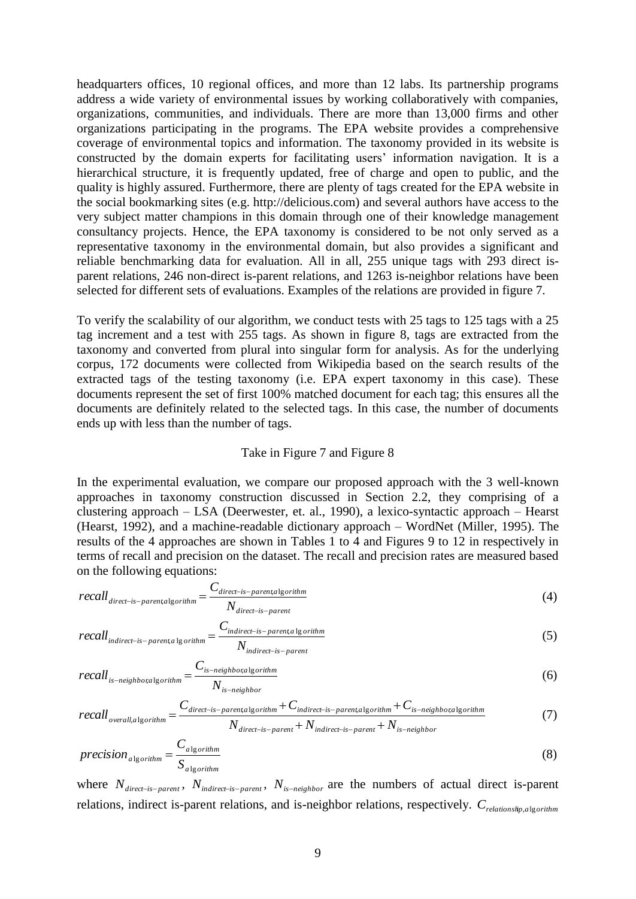headquarters offices, 10 regional offices, and more than 12 labs. Its partnership programs address a wide variety of environmental issues by working collaboratively with companies, organizations, communities, and individuals. There are more than 13,000 firms and other organizations participating in the programs. The EPA website provides a comprehensive coverage of environmental topics and information. The taxonomy provided in its website is constructed by the domain experts for facilitating users' information navigation. It is a hierarchical structure, it is frequently updated, free of charge and open to public, and the quality is highly assured. Furthermore, there are plenty of tags created for the EPA website in the social bookmarking sites (e.g. http://delicious.com) and several authors have access to the very subject matter champions in this domain through one of their knowledge management consultancy projects. Hence, the EPA taxonomy is considered to be not only served as a representative taxonomy in the environmental domain, but also provides a significant and reliable benchmarking data for evaluation. All in all, 255 unique tags with 293 direct is-parent relations, 246 non-direct is-parent relations, and 1263 is-neighbor relations have been selected for different sets of evaluations. Examples of the relations are provided in figure 7.

To verify the scalability of our algorithm, we conduct tests with 25 tags to 125 tags with a 25 tag increment and a test with 255 tags. As shown in figure 8, tags are extracted from the taxonomy and converted from plural into singular form for analysis. As for the underlying corpus, 172 documents were collected from Wikipedia based on the search results of the extracted tags of the testing taxonomy (i.e. EPA expert taxonomy in this case). These documents represent the set of first 100% matched document for each tag; this ensures all the documents are definitely related to the selected tags. In this case, the number of documents ends up with less than the number of tags.

Take in Figure 7 and Figure 8

In the experimental evaluation, we compare our proposed approach with the 3 well-known approaches in taxonomy construction discussed in Section 2.2, they comprising of a clustering approach – LSA (Deerwester, et. al., 1990), a lexico-syntactic approach – Hearst (Hearst, 1992), and a machine-readable dictionary approach – WordNet (Miller, 1995). The results of the 4 approaches are shown in Tables 1 to 4 and Figures 9 to 12 in respectively in terms of recall and precision on the dataset. The recall and precision rates are measured based on the following equations:

$$recall_{direct-is-parent,algorithm} = \frac{C_{direct-is-parent,algorithm}}{N_{direct-is-parent}} \tag{4}$$

$$recall_{indirect-is-parent,algorithm} = \frac{C_{indirect-is-parent,algorithm}}{N_{indirect-is-parent}} \tag{5}$$

$$recall_{is-neighbor,algorithm} = \frac{C_{is-neighbor,algorithm}}{N_{is-neighbor}} \tag{6}$$

$$recall_{overall,algorithm} = \frac{C_{direct-is-parent,algorithm} + C_{indirect-is-parent,algorithm} + C_{is-neighbor,algorithm}}{N_{direct-is-parent} + N_{indirect-is-parent} + N_{is-neighbor}} \tag{7}$$

$$precision_{algorithm} = \frac{C_{algorithm}}{S_{algorithm}} \tag{8}$$

where $N_{direct-is-parent}$, $N_{indirect-is-parent}$, $N_{is-neighbor}$ are the numbers of actual direct is-parent relations, indirect is-parent relations, and is-neighbor relations, respectively. $C_{relationship,algorithm}$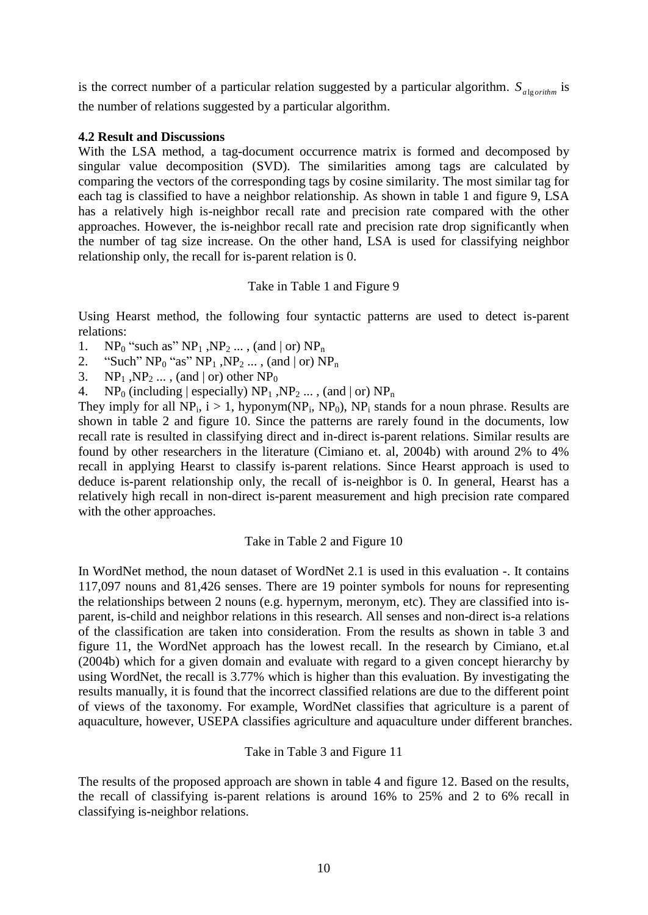is the correct number of a particular relation suggested by a particular algorithm. $S_{algorithm}$ is the number of relations suggested by a particular algorithm.

**4.2 Result and Discussions**

With the LSA method, a tag-document occurrence matrix is formed and decomposed by singular value decomposition (SVD). The similarities among tags are calculated by comparing the vectors of the corresponding tags by cosine similarity. The most similar tag for each tag is classified to have a neighbor relationship. As shown in table 1 and figure 9, LSA has a relatively high is-neighbor recall rate and precision rate compared with the other approaches. However, the is-neighbor recall rate and precision rate drop significantly when the number of tag size increase. On the other hand, LSA is used for classifying neighbor relationship only, the recall for is-parent relation is 0.

Take in Table 1 and Figure 9

Using Hearst method, the following four syntactic patterns are used to detect is-parent relations:

1. $NP_0$ "such as" $NP_1$ ,$NP_2$ ... , (and | or) $NP_n$
2. "Such" $NP_0$ "as" $NP_1$ ,$NP_2$ ... , (and | or) $NP_n$
3. $NP_1$ ,$NP_2$ ... , (and | or) other $NP_0$
4. $NP_0$ (including | especially) $NP_1$ ,$NP_2$ ... , (and | or) $NP_n$

They imply for all $NP_i$, $i > 1$, hyponym($NP_i$, $NP_0$), $NP_i$ stands for a noun phrase. Results are shown in table 2 and figure 10. Since the patterns are rarely found in the documents, low recall rate is resulted in classifying direct and in-direct is-parent relations. Similar results are found by other researchers in the literature (Cimiano et. al, 2004b) with around 2% to 4% recall in applying Hearst to classify is-parent relations. Since Hearst approach is used to deduce is-parent relationship only, the recall of is-neighbor is 0. In general, Hearst has a relatively high recall in non-direct is-parent measurement and high precision rate compared with the other approaches.

Take in Table 2 and Figure 10

In WordNet method, the noun dataset of WordNet 2.1 is used in this evaluation -. It contains 117,097 nouns and 81,426 senses. There are 19 pointer symbols for nouns for representing the relationships between 2 nouns (e.g. hypernym, meronym, etc). They are classified into is-parent, is-child and neighbor relations in this research. All senses and non-direct is-a relations of the classification are taken into consideration. From the results as shown in table 3 and figure 11, the WordNet approach has the lowest recall. In the research by Cimiano, et.al (2004b) which for a given domain and evaluate with regard to a given concept hierarchy by using WordNet, the recall is 3.77% which is higher than this evaluation. By investigating the results manually, it is found that the incorrect classified relations are due to the different point of views of the taxonomy. For example, WordNet classifies that agriculture is a parent of aquaculture, however, USEPA classifies agriculture and aquaculture under different branches.

Take in Table 3 and Figure 11

The results of the proposed approach are shown in table 4 and figure 12. Based on the results, the recall of classifying is-parent relations is around 16% to 25% and 2 to 6% recall in classifying is-neighbor relations.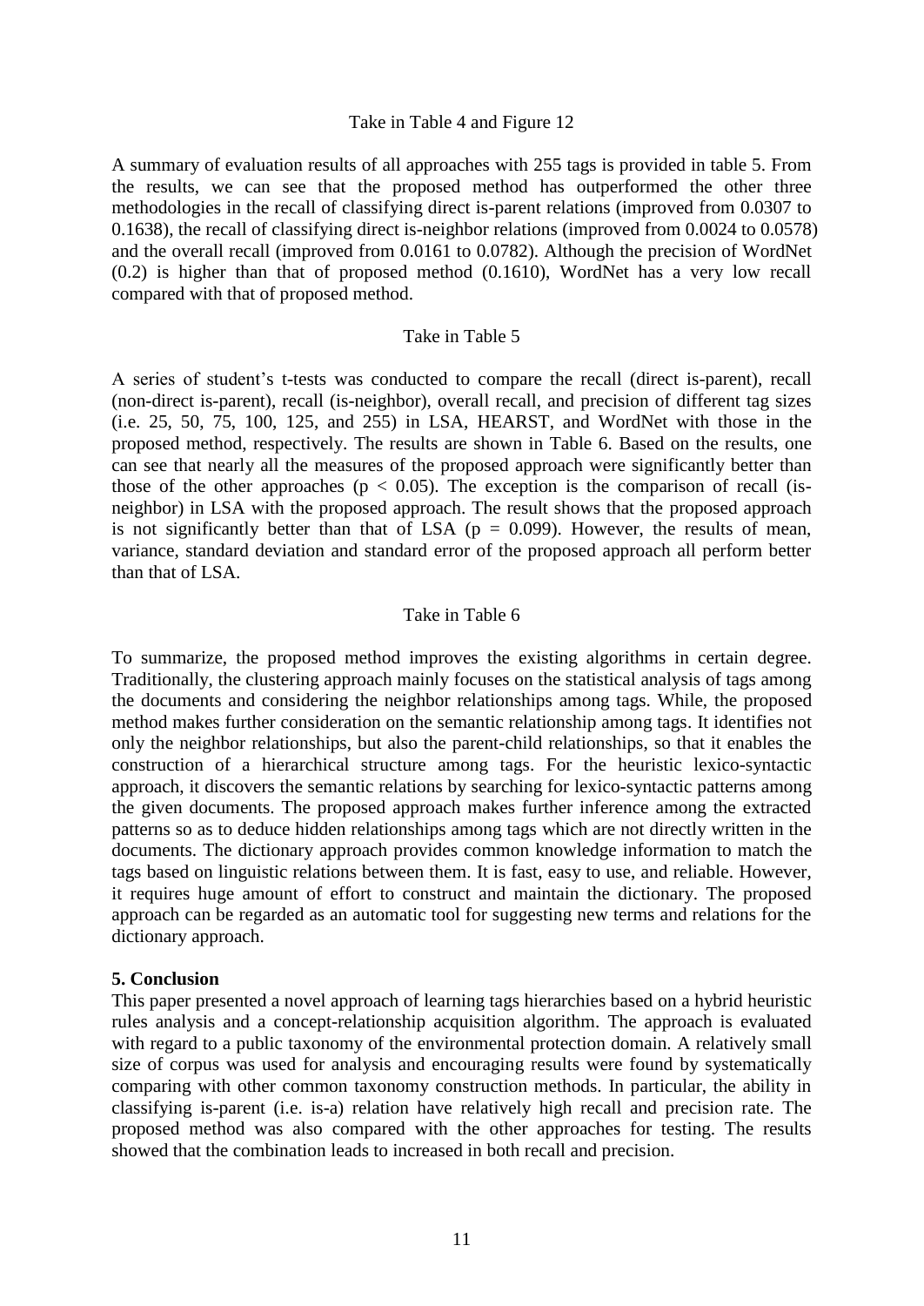Take in Table 4 and Figure 12

A summary of evaluation results of all approaches with 255 tags is provided in table 5. From the results, we can see that the proposed method has outperformed the other three methodologies in the recall of classifying direct is-parent relations (improved from 0.0307 to 0.1638), the recall of classifying direct is-neighbor relations (improved from 0.0024 to 0.0578) and the overall recall (improved from 0.0161 to 0.0782). Although the precision of WordNet (0.2) is higher than that of proposed method (0.1610), WordNet has a very low recall compared with that of proposed method.

Take in Table 5

A series of student's t-tests was conducted to compare the recall (direct is-parent), recall (non-direct is-parent), recall (is-neighbor), overall recall, and precision of different tag sizes (i.e. 25, 50, 75, 100, 125, and 255) in LSA, HEARST, and WordNet with those in the proposed method, respectively. The results are shown in Table 6. Based on the results, one can see that nearly all the measures of the proposed approach were significantly better than those of the other approaches ($p < 0.05$). The exception is the comparison of recall (is-neighbor) in LSA with the proposed approach. The result shows that the proposed approach is not significantly better than that of LSA ($p = 0.099$). However, the results of mean, variance, standard deviation and standard error of the proposed approach all perform better than that of LSA.

Take in Table 6

To summarize, the proposed method improves the existing algorithms in certain degree. Traditionally, the clustering approach mainly focuses on the statistical analysis of tags among the documents and considering the neighbor relationships among tags. While, the proposed method makes further consideration on the semantic relationship among tags. It identifies not only the neighbor relationships, but also the parent-child relationships, so that it enables the construction of a hierarchical structure among tags. For the heuristic lexico-syntactic approach, it discovers the semantic relations by searching for lexico-syntactic patterns among the given documents. The proposed approach makes further inference among the extracted patterns so as to deduce hidden relationships among tags which are not directly written in the documents. The dictionary approach provides common knowledge information to match the tags based on linguistic relations between them. It is fast, easy to use, and reliable. However, it requires huge amount of effort to construct and maintain the dictionary. The proposed approach can be regarded as an automatic tool for suggesting new terms and relations for the dictionary approach.

## 5. Conclusion

This paper presented a novel approach of learning tags hierarchies based on a hybrid heuristic rules analysis and a concept-relationship acquisition algorithm. The approach is evaluated with regard to a public taxonomy of the environmental protection domain. A relatively small size of corpus was used for analysis and encouraging results were found by systematically comparing with other common taxonomy construction methods. In particular, the ability in classifying is-parent (i.e. is-a) relation have relatively high recall and precision rate. The proposed method was also compared with the other approaches for testing. The results showed that the combination leads to increased in both recall and precision.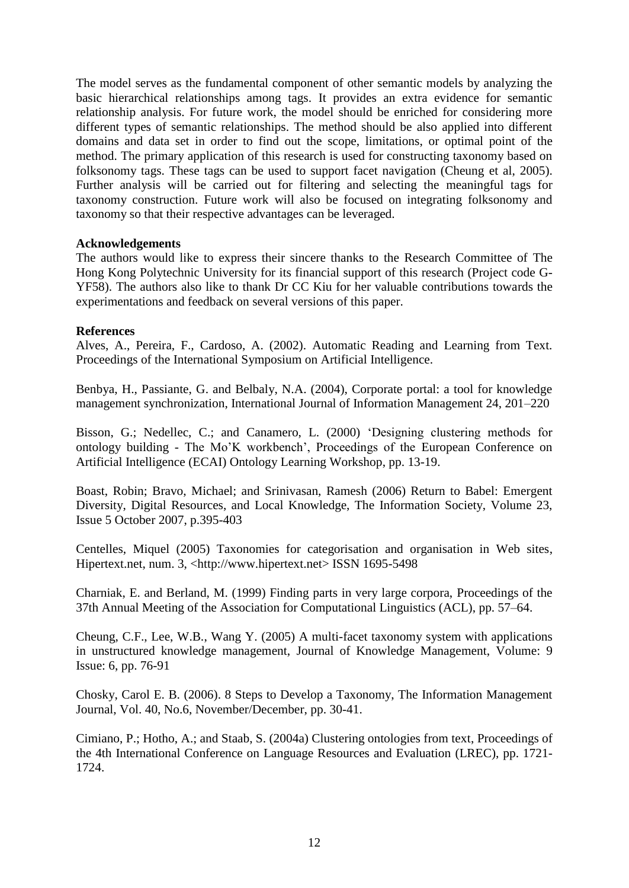The model serves as the fundamental component of other semantic models by analyzing the basic hierarchical relationships among tags. It provides an extra evidence for semantic relationship analysis. For future work, the model should be enriched for considering more different types of semantic relationships. The method should be also applied into different domains and data set in order to find out the scope, limitations, or optimal point of the method. The primary application of this research is used for constructing taxonomy based on folksonomy tags. These tags can be used to support facet navigation (Cheung et al, 2005). Further analysis will be carried out for filtering and selecting the meaningful tags for taxonomy construction. Future work will also be focused on integrating folksonomy and taxonomy so that their respective advantages can be leveraged.

**Acknowledgements**

The authors would like to express their sincere thanks to the Research Committee of The Hong Kong Polytechnic University for its financial support of this research (Project code G-YF58). The authors also like to thank Dr CC Kiu for her valuable contributions towards the experimentations and feedback on several versions of this paper.

**References**

Alves, A., Pereira, F., Cardoso, A. (2002). Automatic Reading and Learning from Text. Proceedings of the International Symposium on Artificial Intelligence.

Benbya, H., Passiante, G. and Belbaly, N.A. (2004), Corporate portal: a tool for knowledge management synchronization, International Journal of Information Management 24, 201–220

Bisson, G.; Nedellec, C.; and Canamero, L. (2000) 'Designing clustering methods for ontology building - The Mo'K workbench', Proceedings of the European Conference on Artificial Intelligence (ECAI) Ontology Learning Workshop, pp. 13-19.

Boast, Robin; Bravo, Michael; and Srinivasan, Ramesh (2006) Return to Babel: Emergent Diversity, Digital Resources, and Local Knowledge, The Information Society, Volume 23, Issue 5 October 2007, p.395-403

Centelles, Miquel (2005) Taxonomies for categorisation and organisation in Web sites, Hipertext.net, num. 3, <http://www.hipertext.net> ISSN 1695-5498

Charniak, E. and Berland, M. (1999) Finding parts in very large corpora, Proceedings of the 37th Annual Meeting of the Association for Computational Linguistics (ACL), pp. 57–64.

Cheung, C.F., Lee, W.B., Wang Y. (2005) A multi-facet taxonomy system with applications in unstructured knowledge management, Journal of Knowledge Management, Volume: 9 Issue: 6, pp. 76-91

Chosky, Carol E. B. (2006). 8 Steps to Develop a Taxonomy, The Information Management Journal, Vol. 40, No.6, November/December, pp. 30-41.

Cimiano, P.; Hotho, A.; and Staab, S. (2004a) Clustering ontologies from text, Proceedings of the 4th International Conference on Language Resources and Evaluation (LREC), pp. 1721-1724.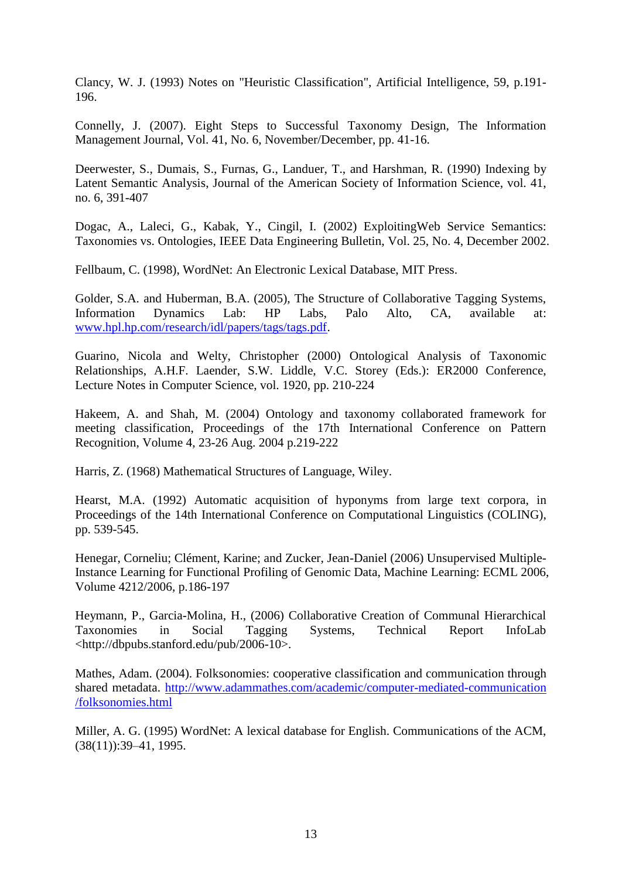Clancy, W. J. (1993) Notes on "Heuristic Classification", Artificial Intelligence, 59, p.191-196.

Connelly, J. (2007). Eight Steps to Successful Taxonomy Design, The Information Management Journal, Vol. 41, No. 6, November/December, pp. 41-16.

Deerwester, S., Dumais, S., Furnas, G., Landuer, T., and Harshman, R. (1990) Indexing by Latent Semantic Analysis, Journal of the American Society of Information Science, vol. 41, no. 6, 391-407

Dogac, A., Laleci, G., Kabak, Y., Cingil, I. (2002) ExploitingWeb Service Semantics: Taxonomies vs. Ontologies, IEEE Data Engineering Bulletin, Vol. 25, No. 4, December 2002.

Fellbaum, C. (1998), WordNet: An Electronic Lexical Database, MIT Press.

Golder, S.A. and Huberman, B.A. (2005), The Structure of Collaborative Tagging Systems, Information Dynamics Lab: HP Labs, Palo Alto, CA, available at: [www.hpl.hp.com/research/idl/papers/tags/tags.pdf](www.hpl.hp.com/research/idl/papers/tags/tags.pdf).

Guarino, Nicola and Welty, Christopher (2000) Ontological Analysis of Taxonomic Relationships, A.H.F. Laender, S.W. Liddle, V.C. Storey (Eds.): ER2000 Conference, Lecture Notes in Computer Science, vol. 1920, pp. 210-224

Hakeem, A. and Shah, M. (2004) Ontology and taxonomy collaborated framework for meeting classification, Proceedings of the 17th International Conference on Pattern Recognition, Volume 4, 23-26 Aug. 2004 p.219-222

Harris, Z. (1968) Mathematical Structures of Language, Wiley.

Hearst, M.A. (1992) Automatic acquisition of hyponyms from large text corpora, in Proceedings of the 14th International Conference on Computational Linguistics (COLING), pp. 539-545.

Henegar, Corneliu; Clément, Karine; and Zucker, Jean-Daniel (2006) Unsupervised Multiple-Instance Learning for Functional Profiling of Genomic Data, Machine Learning: ECML 2006, Volume 4212/2006, p.186-197

Heymann, P., Garcia-Molina, H., (2006) Collaborative Creation of Communal Hierarchical Taxonomies in Social Tagging Systems, Technical Report InfoLab <http://dbpubs.stanford.edu/pub/2006-10>.

Mathes, Adam. (2004). Folksonomies: cooperative classification and communication through shared metadata. [http://www.adammathes.com/academic/computer-mediated-communication/folksonomies.html](http://www.adammathes.com/academic/computer-mediated-communication/folksonomies.html)

Miller, A. G. (1995) WordNet: A lexical database for English. Communications of the ACM, (38(11)):39–41, 1995.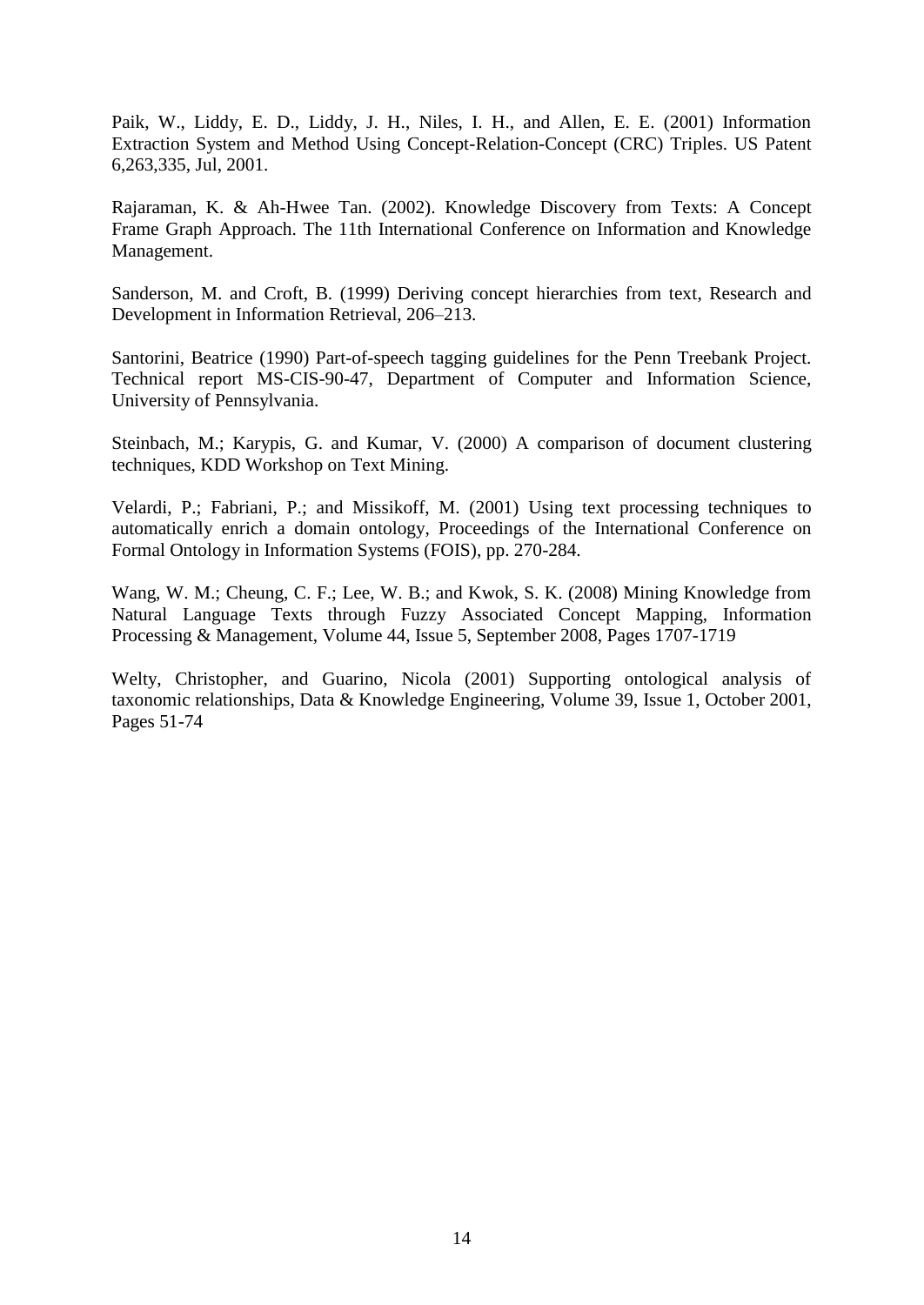Paik, W., Liddy, E. D., Liddy, J. H., Niles, I. H., and Allen, E. E. (2001) Information Extraction System and Method Using Concept-Relation-Concept (CRC) Triples. US Patent 6,263,335, Jul, 2001.

Rajaraman, K. & Ah-Hwee Tan. (2002). Knowledge Discovery from Texts: A Concept Frame Graph Approach. The 11th International Conference on Information and Knowledge Management.

Sanderson, M. and Croft, B. (1999) Deriving concept hierarchies from text, Research and Development in Information Retrieval, 206–213.

Santorini, Beatrice (1990) Part-of-speech tagging guidelines for the Penn Treebank Project. Technical report MS-CIS-90-47, Department of Computer and Information Science, University of Pennsylvania.

Steinbach, M.; Karypis, G. and Kumar, V. (2000) A comparison of document clustering techniques, KDD Workshop on Text Mining.

Velardi, P.; Fabriani, P.; and Missikoff, M. (2001) Using text processing techniques to automatically enrich a domain ontology, Proceedings of the International Conference on Formal Ontology in Information Systems (FOIS), pp. 270-284.

Wang, W. M.; Cheung, C. F.; Lee, W. B.; and Kwok, S. K. (2008) Mining Knowledge from Natural Language Texts through Fuzzy Associated Concept Mapping, Information Processing & Management, Volume 44, Issue 5, September 2008, Pages 1707-1719

Welty, Christopher, and Guarino, Nicola (2001) Supporting ontological analysis of taxonomic relationships, Data & Knowledge Engineering, Volume 39, Issue 1, October 2001, Pages 51-74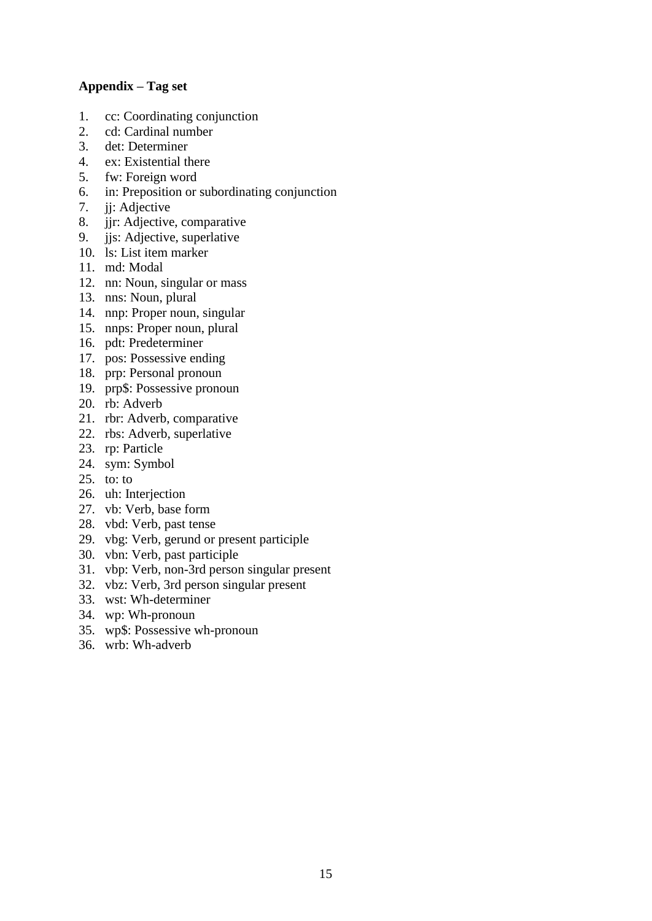**Appendix – Tag set**

1. cc: Coordinating conjunction
2. cd: Cardinal number
3. det: Determiner
4. ex: Existential there
5. fw: Foreign word
6. in: Preposition or subordinating conjunction
7. jj: Adjective
8. jjr: Adjective, comparative
9. jjs: Adjective, superlative
10. ls: List item marker
11. md: Modal
12. nn: Noun, singular or mass
13. nns: Noun, plural
14. nnp: Proper noun, singular
15. nnps: Proper noun, plural
16. pdt: Predeterminer
17. pos: Possessive ending
18. prp: Personal pronoun
19. prp$: Possessive pronoun
20. rb: Adverb
21. rbr: Adverb, comparative
22. rbs: Adverb, superlative
23. rp: Particle
24. sym: Symbol
25. to: to
26. uh: Interjection
27. vb: Verb, base form
28. vbd: Verb, past tense
29. vbg: Verb, gerund or present participle
30. vbn: Verb, past participle
31. vbp: Verb, non-3rd person singular present
32. vbz: Verb, 3rd person singular present
33. wst: Wh-determiner
34. wp: Wh-pronoun
35. wp$: Possessive wh-pronoun
36. wrb: Wh-adverb